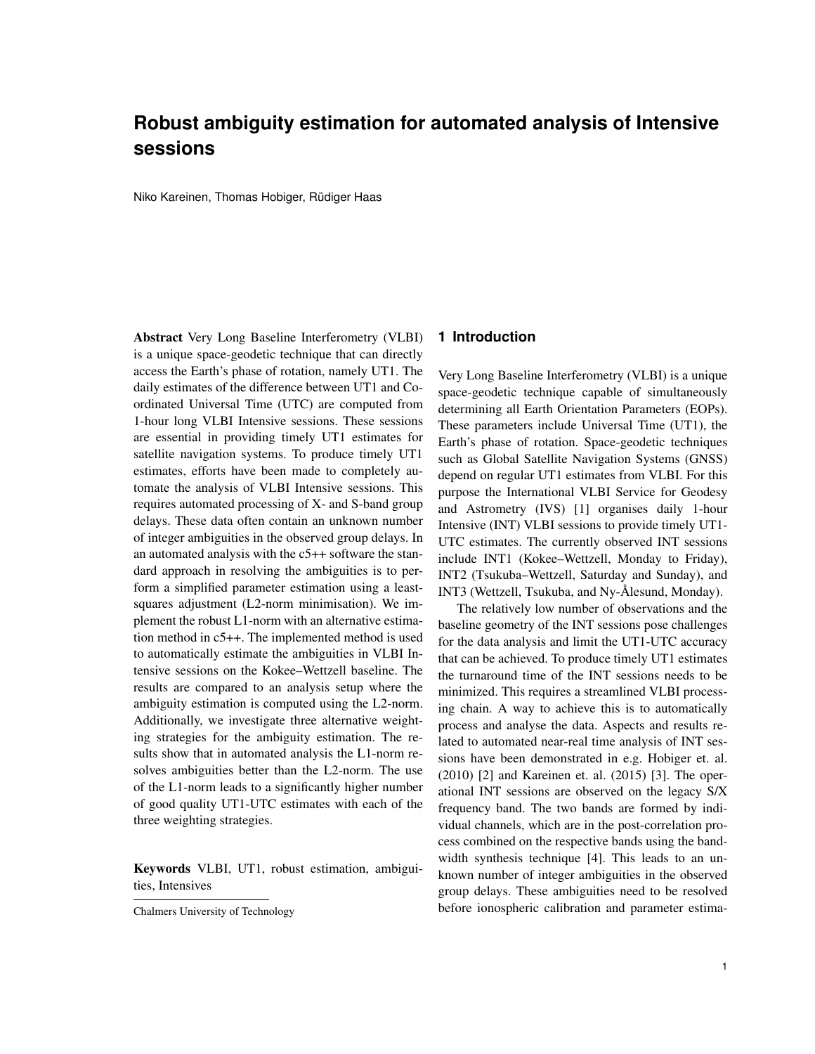# Robust ambiguity estimation for automated analysis of Intensive sessions

Niko Kareinen, Thomas Hobiger, Rüdiger Haas

**Abstract** Very Long Baseline Interferometry (VLBI) is a unique space-geodetic technique that can directly access the Earth's phase of rotation, namely UT1. The daily estimates of the difference between UT1 and Coordinated Universal Time (UTC) are computed from 1-hour long VLBI Intensive sessions. These sessions are essential in providing timely UT1 estimates for satellite navigation systems. To produce timely UT1 estimates, efforts have been made to completely automate the analysis of VLBI Intensive sessions. This requires automated processing of X- and S-band group delays. These data often contain an unknown number of integer ambiguities in the observed group delays. In an automated analysis with the c5++ software the standard approach in resolving the ambiguities is to perform a simplified parameter estimation using a least-squares adjustment (L2-norm minimisation). We implement the robust L1-norm with an alternative estimation method in c5++. The implemented method is used to automatically estimate the ambiguities in VLBI Intensive sessions on the Kokee–Wettzell baseline. The results are compared to an analysis setup where the ambiguity estimation is computed using the L2-norm. Additionally, we investigate three alternative weighting strategies for the ambiguity estimation. The results show that in automated analysis the L1-norm resolves ambiguities better than the L2-norm. The use of the L1-norm leads to a significantly higher number of good quality UT1-UTC estimates with each of the three weighting strategies.

**Keywords** VLBI, UT1, robust estimation, ambiguities, Intensives

Chalmers University of Technology

## 1 Introduction

Very Long Baseline Interferometry (VLBI) is a unique space-geodetic technique capable of simultaneously determining all Earth Orientation Parameters (EOPs). These parameters include Universal Time (UT1), the Earth's phase of rotation. Space-geodetic techniques such as Global Satellite Navigation Systems (GNSS) depend on regular UT1 estimates from VLBI. For this purpose the International VLBI Service for Geodesy and Astrometry (IVS) [1] organises daily 1-hour Intensive (INT) VLBI sessions to provide timely UT1-UTC estimates. The currently observed INT sessions include INT1 (Kokee–Wettzell, Monday to Friday), INT2 (Tsukuba–Wettzell, Saturday and Sunday), and INT3 (Wettzell, Tsukuba, and Ny-Ålesund, Monday).

The relatively low number of observations and the baseline geometry of the INT sessions pose challenges for the data analysis and limit the UT1-UTC accuracy that can be achieved. To produce timely UT1 estimates the turnaround time of the INT sessions needs to be minimized. This requires a streamlined VLBI processing chain. A way to achieve this is to automatically process and analyse the data. Aspects and results related to automated near-real time analysis of INT sessions have been demonstrated in e.g. Hobiger et. al. (2010) [2] and Kareinen et. al. (2015) [3]. The operational INT sessions are observed on the legacy S/X frequency band. The two bands are formed by individual channels, which are in the post-correlation process combined on the respective bands using the bandwidth synthesis technique [4]. This leads to an unknown number of integer ambiguities in the observed group delays. These ambiguities need to be resolved before ionospheric calibration and parameter estima-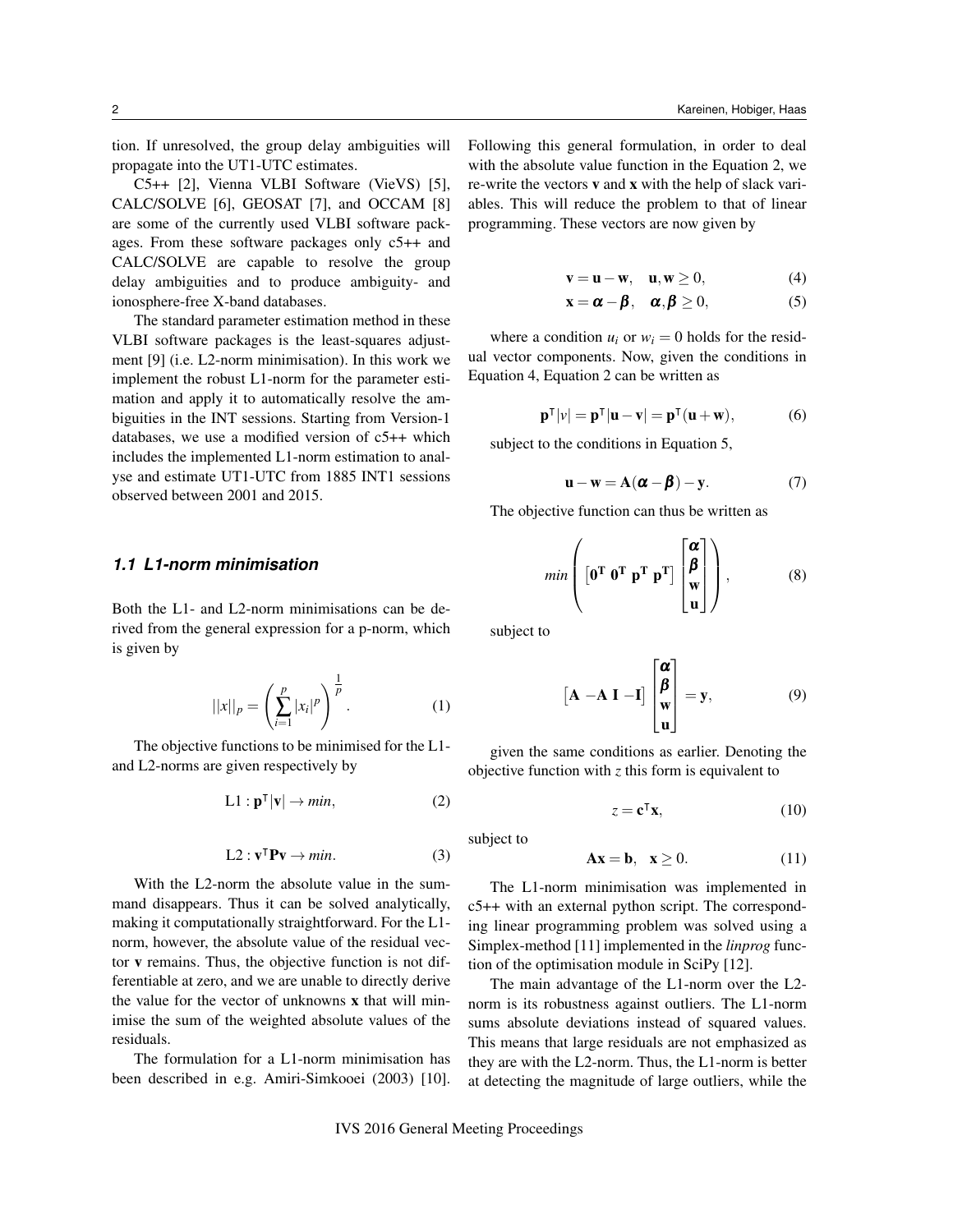tion. If unresolved, the group delay ambiguities will propagate into the UT1-UTC estimates.

C5++ [2], Vienna VLBI Software (VieVS) [5], CALC/SOLVE [6], GEOSAT [7], and OCCAM [8] are some of the currently used VLBI software packages. From these software packages only c5++ and CALC/SOLVE are capable to resolve the group delay ambiguities and to produce ambiguity- and ionosphere-free X-band databases.

The standard parameter estimation method in these VLBI software packages is the least-squares adjustment [9] (i.e. L2-norm minimisation). In this work we implement the robust L1-norm for the parameter estimation and apply it to automatically resolve the ambiguities in the INT sessions. Starting from Version-1 databases, we use a modified version of c5++ which includes the implemented L1-norm estimation to analyse and estimate UT1-UTC from 1885 INT1 sessions observed between 2001 and 2015.

### *1.1 L1-norm minimisation*

Both the L1- and L2-norm minimisations can be derived from the general expression for a p-norm, which is given by

$$||x||_p = \left( \sum_{i=1}^{p} |x_i|^p \right)^{\frac{1}{p}}. \tag{1}$$

The objective functions to be minimised for the L1- and L2-norms are given respectively by

$$\text{L1} : \mathbf{p}^\mathsf{T} |\mathbf{v}| \rightarrow min, \tag{2}$$

$$\text{L2} : \mathbf{v}^\mathsf{T} \mathbf{P} \mathbf{v} \rightarrow min. \tag{3}$$

With the L2-norm the absolute value in the summand disappears. Thus it can be solved analytically, making it computationally straightforward. For the L1-norm, however, the absolute value of the residual vector $\mathbf{v}$ remains. Thus, the objective function is not differentiable at zero, and we are unable to directly derive the value for the vector of unknowns $\mathbf{x}$ that will minimise the sum of the weighted absolute values of the residuals.

The formulation for a L1-norm minimisation has been described in e.g. Amiri-Simkooei (2003) [10]. Following this general formulation, in order to deal with the absolute value function in the Equation 2, we re-write the vectors $\mathbf{v}$ and $\mathbf{x}$ with the help of slack variables. This will reduce the problem to that of linear programming. These vectors are now given by

$$\mathbf{v} = \mathbf{u} - \mathbf{w}, \quad \mathbf{u}, \mathbf{w} \geq 0, \tag{4}$$

$$\mathbf{x} = \boldsymbol{\alpha} - \boldsymbol{\beta}, \quad \boldsymbol{\alpha}, \boldsymbol{\beta} \geq 0, \tag{5}$$

where a condition $u_i$ or $w_i = 0$ holds for the residual vector components. Now, given the conditions in Equation 4, Equation 2 can be written as

$$\mathbf{p}^\mathsf{T} |v| = \mathbf{p}^\mathsf{T} |\mathbf{u} - \mathbf{v}| = \mathbf{p}^\mathsf{T} (\mathbf{u} + \mathbf{w}), \tag{6}$$

subject to the conditions in Equation 5,

$$\mathbf{u} - \mathbf{w} = \mathbf{A}(\boldsymbol{\alpha} - \boldsymbol{\beta}) - \mathbf{y}. \tag{7}$$

The objective function can thus be written as

$$min \left( \begin{bmatrix} \mathbf{0^T} \ \mathbf{0^T} \ \mathbf{p^T} \ \mathbf{p^T} \end{bmatrix} \begin{bmatrix} \boldsymbol{\alpha} \\ \boldsymbol{\beta} \\ \mathbf{w} \\ \mathbf{u} \end{bmatrix} \right), \tag{8}$$

subject to

$$\begin{bmatrix} \mathbf{A} \ -\mathbf{A} \ \mathbf{I} \ -\mathbf{I} \end{bmatrix} \begin{bmatrix} \boldsymbol{\alpha} \\ \boldsymbol{\beta} \\ \mathbf{w} \\ \mathbf{u} \end{bmatrix} = \mathbf{y}, \tag{9}$$

given the same conditions as earlier. Denoting the objective function with $z$ this form is equivalent to

$$z = \mathbf{c}^\mathsf{T} \mathbf{x}, \tag{10}$$

subject to

$$\mathbf{A}\mathbf{x} = \mathbf{b}, \quad \mathbf{x} \geq 0. \tag{11}$$

The L1-norm minimisation was implemented in c5++ with an external python script. The corresponding linear programming problem was solved using a Simplex-method [11] implemented in the *linprog* function of the optimisation module in SciPy [12].

The main advantage of the L1-norm over the L2-norm is its robustness against outliers. The L1-norm sums absolute deviations instead of squared values. This means that large residuals are not emphasized as they are with the L2-norm. Thus, the L1-norm is better at detecting the magnitude of large outliers, while the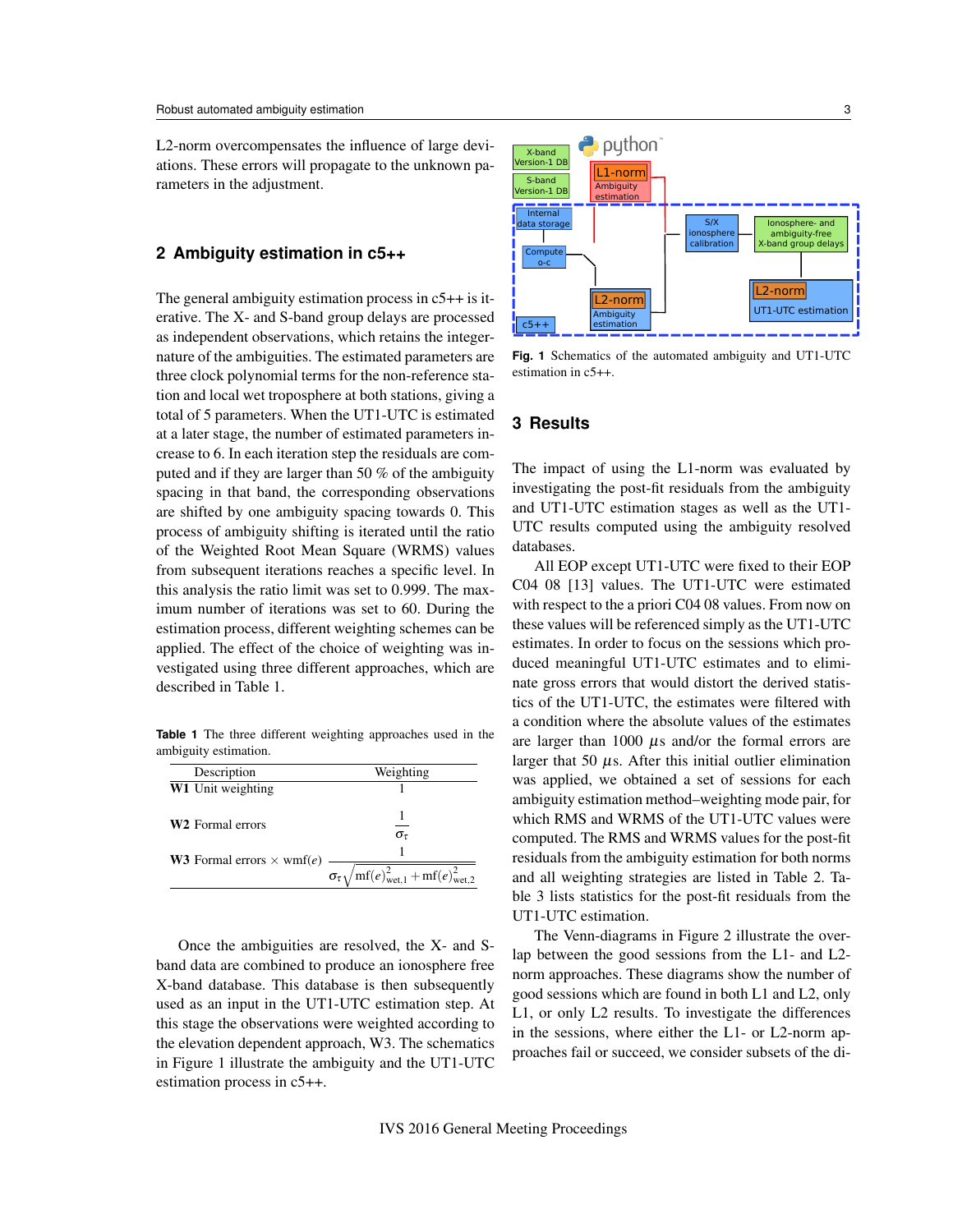L2-norm overcompensates the influence of large deviations. These errors will propagate to the unknown parameters in the adjustment.

## 2 Ambiguity estimation in c5++

The general ambiguity estimation process in c5++ is iterative. The X- and S-band group delays are processed as independent observations, which retains the integer-nature of the ambiguities. The estimated parameters are three clock polynomial terms for the non-reference station and local wet troposphere at both stations, giving a total of 5 parameters. When the UT1-UTC is estimated at a later stage, the number of estimated parameters increase to 6. In each iteration step the residuals are computed and if they are larger than 50 % of the ambiguity spacing in that band, the corresponding observations are shifted by one ambiguity spacing towards 0. This process of ambiguity shifting is iterated until the ratio of the Weighted Root Mean Square (WRMS) values from subsequent iterations reaches a specific level. In this analysis the ratio limit was set to 0.999. The maximum number of iterations was set to 60. During the estimation process, different weighting schemes can be applied. The effect of the choice of weighting was investigated using three different approaches, which are described in Table 1.

**Table 1** The three different weighting approaches used in the ambiguity estimation.

| Description | Weighting |
|---|---|
| **W1** Unit weighting | $1$ |
| **W2** Formal errors | $\frac{1}{\sigma_\tau}$ |
| **W3** Formal errors × wmf($e$) | $\frac{1}{\sigma_\tau\sqrt{\mathrm{mf}(e)^2_{\mathrm{wet},1}+\mathrm{mf}(e)^2_{\mathrm{wet},2}}}$ |

Once the ambiguities are resolved, the X- and S-band data are combined to produce an ionosphere free X-band database. This database is then subsequently used as an input in the UT1-UTC estimation step. At this stage the observations were weighted according to the elevation dependent approach, W3. The schematics in Figure 1 illustrate the ambiguity and the UT1-UTC estimation process in c5++.

**Fig. 1** Schematics of the automated ambiguity and UT1-UTC estimation in c5++.

## 3 Results

The impact of using the L1-norm was evaluated by investigating the post-fit residuals from the ambiguity and UT1-UTC estimation stages as well as the UT1-UTC results computed using the ambiguity resolved databases.

All EOP except UT1-UTC were fixed to their EOP C04 08 [13] values. The UT1-UTC were estimated with respect to the a priori C04 08 values. From now on these values will be referenced simply as the UT1-UTC estimates. In order to focus on the sessions which produced meaningful UT1-UTC estimates and to eliminate gross errors that would distort the derived statistics of the UT1-UTC, the estimates were filtered with a condition where the absolute values of the estimates are larger than 1000 $\mu$s and/or the formal errors are larger that 50 $\mu$s. After this initial outlier elimination was applied, we obtained a set of sessions for each ambiguity estimation method–weighting mode pair, for which RMS and WRMS of the UT1-UTC values were computed. The RMS and WRMS values for the post-fit residuals from the ambiguity estimation for both norms and all weighting strategies are listed in Table 2. Table 3 lists statistics for the post-fit residuals from the UT1-UTC estimation.

The Venn-diagrams in Figure 2 illustrate the overlap between the good sessions from the L1- and L2-norm approaches. These diagrams show the number of good sessions which are found in both L1 and L2, only L1, or only L2 results. To investigate the differences in the sessions, where either the L1- or L2-norm approaches fail or succeed, we consider subsets of the di-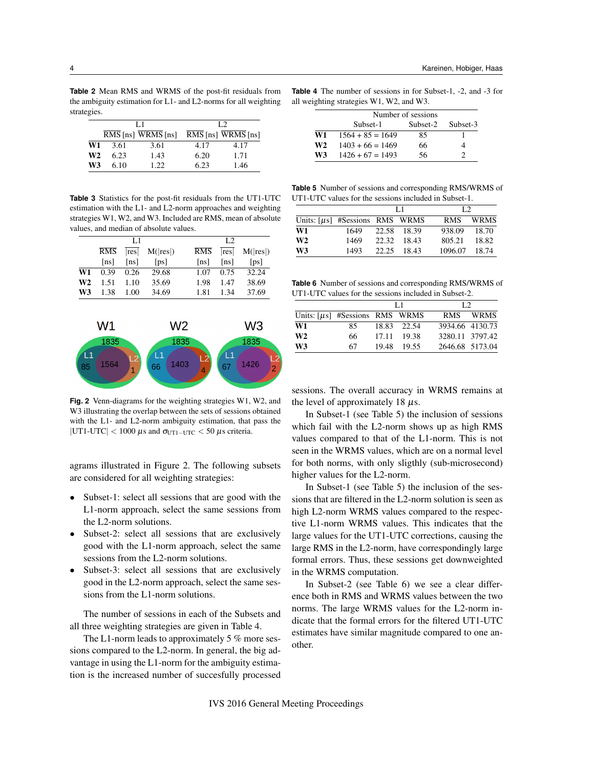**Table 2** Mean RMS and WRMS of the post-fit residuals from the ambiguity estimation for L1- and L2-norms for all weighting strategies.

| | L1 | | L2 | |
|---|---|---|---|---|
| | RMS [ns] | WRMS [ns] | RMS [ns] | WRMS [ns] |
| **W1** | 3.61 | 3.61 | 4.17 | 4.17 |
| **W2** | 6.23 | 1.43 | 6.20 | 1.71 |
| **W3** | 6.10 | 1.22 | 6.23 | 1.46 |

**Table 3** Statistics for the post-fit residuals from the UT1-UTC estimation with the L1- and L2-norm approaches and weighting strategies W1, W2, and W3. Included are RMS, mean of absolute values, and median of absolute values.

| | L1 | | | L2 | | |
|---|---|---|---|---|---|---|
| | RMS [ns] | $\overline{\lvert res \rvert}$ [ns] | M(\|res\|) [ps] | RMS [ns] | $\overline{\lvert res \rvert}$ [ns] | M(\|res\|) [ps] |
| **W1** | 0.39 | 0.26 | 29.68 | 1.07 | 0.75 | 32.24 |
| **W2** | 1.51 | 1.10 | 35.69 | 1.98 | 1.47 | 38.69 |
| **W3** | 1.38 | 1.00 | 34.69 | 1.81 | 1.34 | 37.69 |

**Fig. 2** Venn-diagrams for the weighting strategies W1, W2, and W3 illustrating the overlap between the sets of sessions obtained with the L1- and L2-norm ambiguity estimation, that pass the $|\text{UT1-UTC}| < 1000$ $\mu$s and $\sigma_{\text{UT1-UTC}} < 50$ $\mu$s criteria.

agrams illustrated in Figure 2. The following subsets are considered for all weighting strategies:

- Subset-1: select all sessions that are good with the L1-norm approach, select the same sessions from the L2-norm solutions.
- Subset-2: select all sessions that are exclusively good with the L1-norm approach, select the same sessions from the L2-norm solutions.
- Subset-3: select all sessions that are exclusively good in the L2-norm approach, select the same sessions from the L1-norm solutions.

The number of sessions in each of the Subsets and all three weighting strategies are given in Table 4.

The L1-norm leads to approximately 5 % more sessions compared to the L2-norm. In general, the big advantage in using the L1-norm for the ambiguity estimation is the increased number of succesfully processed sessions. The overall accuracy in WRMS remains at the level of approximately 18 $\mu$s.

**Table 4** The number of sessions in for Subset-1, -2, and -3 for all weighting strategies W1, W2, and W3.

| | Number of sessions | | |
|---|---|---|---|
| | Subset-1 | Subset-2 | Subset-3 |
| **W1** | 1564 + 85 = 1649 | 85 | 1 |
| **W2** | 1403 + 66 = 1469 | 66 | 4 |
| **W3** | 1426 + 67 = 1493 | 56 | 2 |

**Table 5** Number of sessions and corresponding RMS/WRMS of UT1-UTC values for the sessions included in Subset-1.

| Units: [$\mu$s] | | L1 | | L2 | |
|---|---|---|---|---|---|
| | #Sessions | RMS | WRMS | RMS | WRMS |
| **W1** | 1649 | 22.58 | 18.39 | 938.09 | 18.70 |
| **W2** | 1469 | 22.32 | 18.43 | 805.21 | 18.82 |
| **W3** | 1493 | 22.25 | 18.43 | 1096.07 | 18.74 |

**Table 6** Number of sessions and corresponding RMS/WRMS of UT1-UTC values for the sessions included in Subset-2.

| Units: [$\mu$s] | | L1 | | L2 | |
|---|---|---|---|---|---|
| | #Sessions | RMS | WRMS | RMS | WRMS |
| **W1** | 85 | 18.83 | 22.54 | 3934.66 | 4130.73 |
| **W2** | 66 | 17.11 | 19.38 | 3280.11 | 3797.42 |
| **W3** | 67 | 19.48 | 19.55 | 2646.68 | 5173.04 |

In Subset-1 (see Table 5) the inclusion of sessions which fail with the L2-norm shows up as high RMS values compared to that of the L1-norm. This is not seen in the WRMS values, which are on a normal level for both norms, with only sligthly (sub-microsecond) higher values for the L2-norm.

In Subset-1 (see Table 5) the inclusion of the sessions that are filtered in the L2-norm solution is seen as high L2-norm WRMS values compared to the respective L1-norm WRMS values. This indicates that the large values for the UT1-UTC corrections, causing the large RMS in the L2-norm, have correspondingly large formal errors. Thus, these sessions get downweighted in the WRMS computation.

In Subset-2 (see Table 6) we see a clear difference both in RMS and WRMS values between the two norms. The large WRMS values for the L2-norm indicate that the formal errors for the filtered UT1-UTC estimates have similar magnitude compared to one another.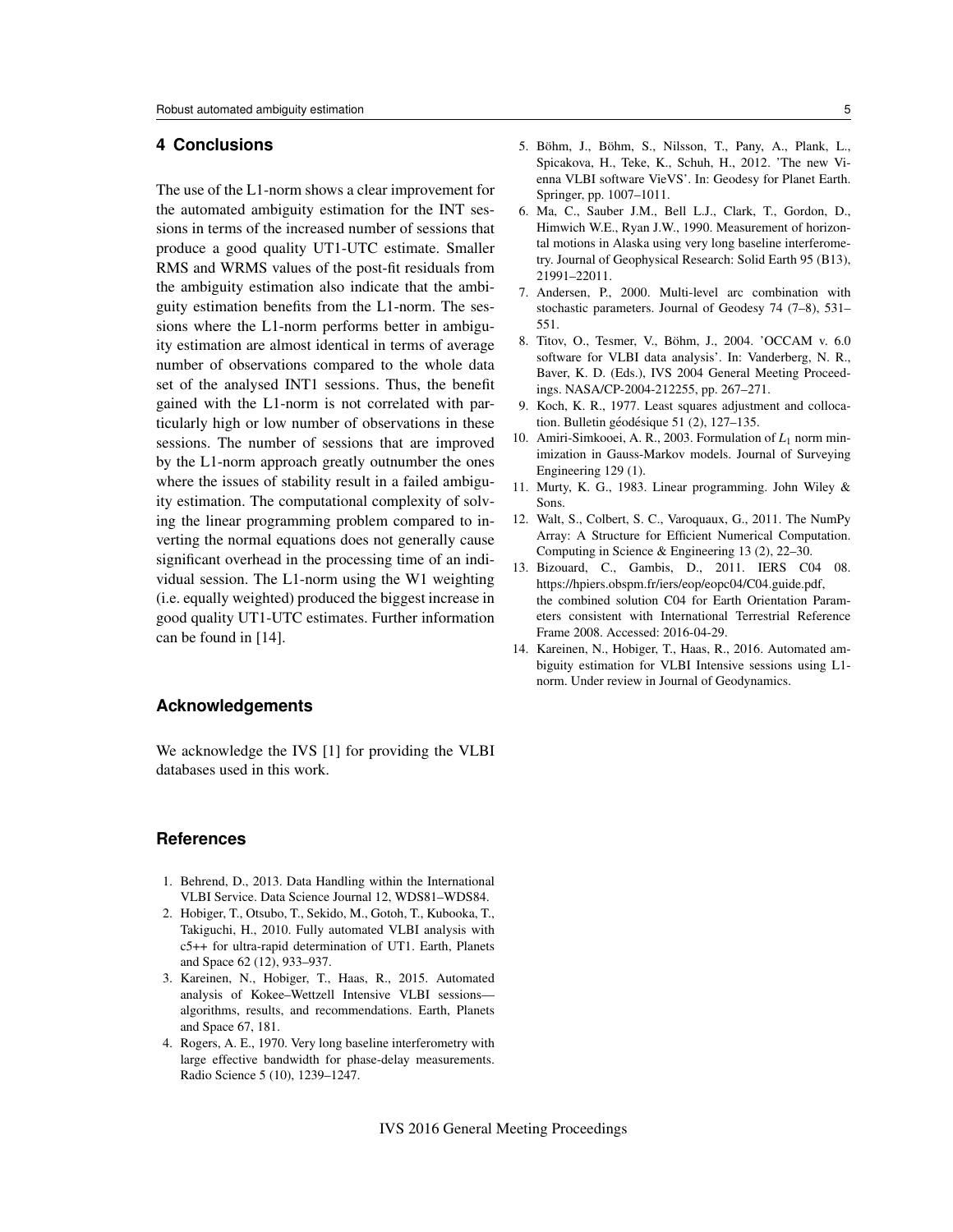## 4 Conclusions

The use of the L1-norm shows a clear improvement for the automated ambiguity estimation for the INT sessions in terms of the increased number of sessions that produce a good quality UT1-UTC estimate. Smaller RMS and WRMS values of the post-fit residuals from the ambiguity estimation also indicate that the ambiguity estimation benefits from the L1-norm. The sessions where the L1-norm performs better in ambiguity estimation are almost identical in terms of average number of observations compared to the whole data set of the analysed INT1 sessions. Thus, the benefit gained with the L1-norm is not correlated with particularly high or low number of observations in these sessions. The number of sessions that are improved by the L1-norm approach greatly outnumber the ones where the issues of stability result in a failed ambiguity estimation. The computational complexity of solving the linear programming problem compared to inverting the normal equations does not generally cause significant overhead in the processing time of an individual session. The L1-norm using the W1 weighting (i.e. equally weighted) produced the biggest increase in good quality UT1-UTC estimates. Further information can be found in [14].

## Acknowledgements

We acknowledge the IVS [1] for providing the VLBI databases used in this work.

## References

1. Behrend, D., 2013. Data Handling within the International VLBI Service. Data Science Journal 12, WDS81–WDS84.
2. Hobiger, T., Otsubo, T., Sekido, M., Gotoh, T., Kubooka, T., Takiguchi, H., 2010. Fully automated VLBI analysis with c5++ for ultra-rapid determination of UT1. Earth, Planets and Space 62 (12), 933–937.
3. Kareinen, N., Hobiger, T., Haas, R., 2015. Automated analysis of Kokee–Wettzell Intensive VLBI sessions—algorithms, results, and recommendations. Earth, Planets and Space 67, 181.
4. Rogers, A. E., 1970. Very long baseline interferometry with large effective bandwidth for phase-delay measurements. Radio Science 5 (10), 1239–1247.
5. Böhm, J., Böhm, S., Nilsson, T., Pany, A., Plank, L., Spicakova, H., Teke, K., Schuh, H., 2012. 'The new Vienna VLBI software VieVS'. In: Geodesy for Planet Earth. Springer, pp. 1007–1011.
6. Ma, C., Sauber J.M., Bell L.J., Clark, T., Gordon, D., Himwich W.E., Ryan J.W., 1990. Measurement of horizontal motions in Alaska using very long baseline interferometry. Journal of Geophysical Research: Solid Earth 95 (B13), 21991–22011.
7. Andersen, P., 2000. Multi-level arc combination with stochastic parameters. Journal of Geodesy 74 (7–8), 531–551.
8. Titov, O., Tesmer, V., Böhm, J., 2004. 'OCCAM v. 6.0 software for VLBI data analysis'. In: Vanderberg, N. R., Baver, K. D. (Eds.), IVS 2004 General Meeting Proceedings. NASA/CP-2004-212255, pp. 267–271.
9. Koch, K. R., 1977. Least squares adjustment and collocation. Bulletin géodésique 51 (2), 127–135.
10. Amiri-Simkooei, A. R., 2003. Formulation of $L_1$ norm minimization in Gauss-Markov models. Journal of Surveying Engineering 129 (1).
11. Murty, K. G., 1983. Linear programming. John Wiley & Sons.
12. Walt, S., Colbert, S. C., Varoquaux, G., 2011. The NumPy Array: A Structure for Efficient Numerical Computation. Computing in Science & Engineering 13 (2), 22–30.
13. Bizouard, C., Gambis, D., 2011. IERS C04 08. https://hpiers.obspm.fr/iers/eop/eopc04/C04.guide.pdf, the combined solution C04 for Earth Orientation Parameters consistent with International Terrestrial Reference Frame 2008. Accessed: 2016-04-29.
14. Kareinen, N., Hobiger, T., Haas, R., 2016. Automated ambiguity estimation for VLBI Intensive sessions using L1-norm. Under review in Journal of Geodynamics.